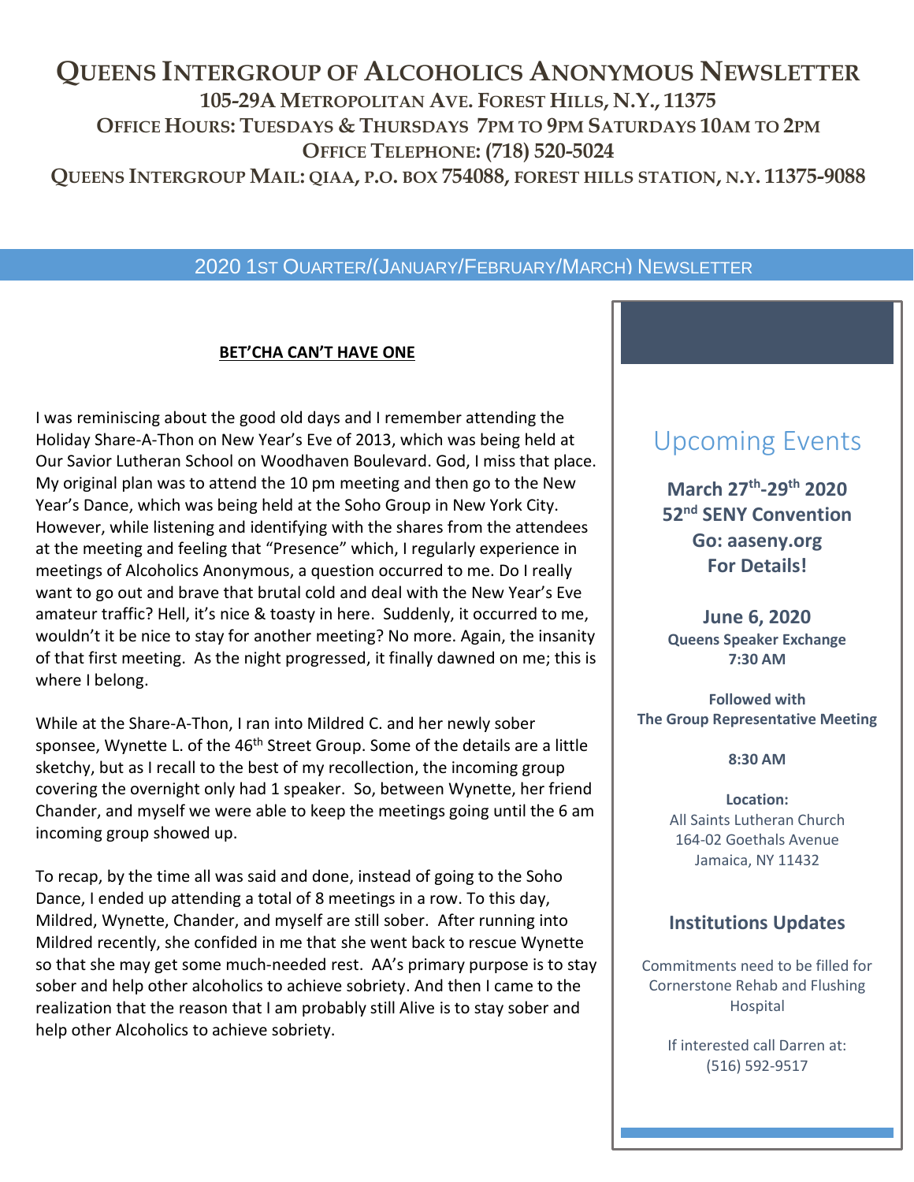# QUEENS INTERGROUP OF ALCOHOLICS ANONYMOUS NEWSLETTER

**105-29A METROPOLITAN AVE. FOREST HILLS, N.Y., 11375**

**OFFICE HOURS: TUESDAYS & THURSDAYS 7PM TO 9PM SATURDAYS 10AM TO 2PM**

**OFFICE TELEPHONE: (718) 520-5024**

**QUEENS INTERGROUP MAIL: QIAA, P.O. BOX 754088, FOREST HILLS STATION, N.Y. 11375-9088**

## 2020 1ST QUARTER/(JANUARY/FEBRUARY/MARCH) NEWSLETTER

### BET'CHA CAN'T HAVE ONE

I was reminiscing about the good old days and I remember attending the Holiday Share-A-Thon on New Year's Eve of 2013, which was being held at Our Savior Lutheran School on Woodhaven Boulevard. God, I miss that place. My original plan was to attend the 10 pm meeting and then go to the New Year's Dance, which was being held at the Soho Group in New York City. However, while listening and identifying with the shares from the attendees at the meeting and feeling that "Presence" which, I regularly experience in meetings of Alcoholics Anonymous, a question occurred to me. Do I really want to go out and brave that brutal cold and deal with the New Year's Eve amateur traffic? Hell, it's nice & toasty in here. Suddenly, it occurred to me, wouldn't it be nice to stay for another meeting? No more. Again, the insanity of that first meeting. As the night progressed, it finally dawned on me; this is where I belong.

While at the Share-A-Thon, I ran into Mildred C. and her newly sober sponsee, Wynette L. of the 46th Street Group. Some of the details are a little sketchy, but as I recall to the best of my recollection, the incoming group covering the overnight only had 1 speaker. So, between Wynette, her friend Chander, and myself we were able to keep the meetings going until the 6 am incoming group showed up.

To recap, by the time all was said and done, instead of going to the Soho Dance, I ended up attending a total of 8 meetings in a row. To this day, Mildred, Wynette, Chander, and myself are still sober. After running into Mildred recently, she confided in me that she went back to rescue Wynette so that she may get some much-needed rest. AA's primary purpose is to stay sober and help other alcoholics to achieve sobriety. And then I came to the realization that the reason that I am probably still Alive is to stay sober and help other Alcoholics to achieve sobriety.

## Upcoming Events

**March 27th-29th 2020**
**52nd SENY Convention**
**Go: aaseny.org**
**For Details!**

**June 6, 2020**
**Queens Speaker Exchange**
**7:30 AM**

**Followed with**
**The Group Representative Meeting**

**8:30 AM**

**Location:**
All Saints Lutheran Church
164-02 Goethals Avenue
Jamaica, NY 11432

### Institutions Updates

Commitments need to be filled for Cornerstone Rehab and Flushing Hospital

If interested call Darren at:
(516) 592-9517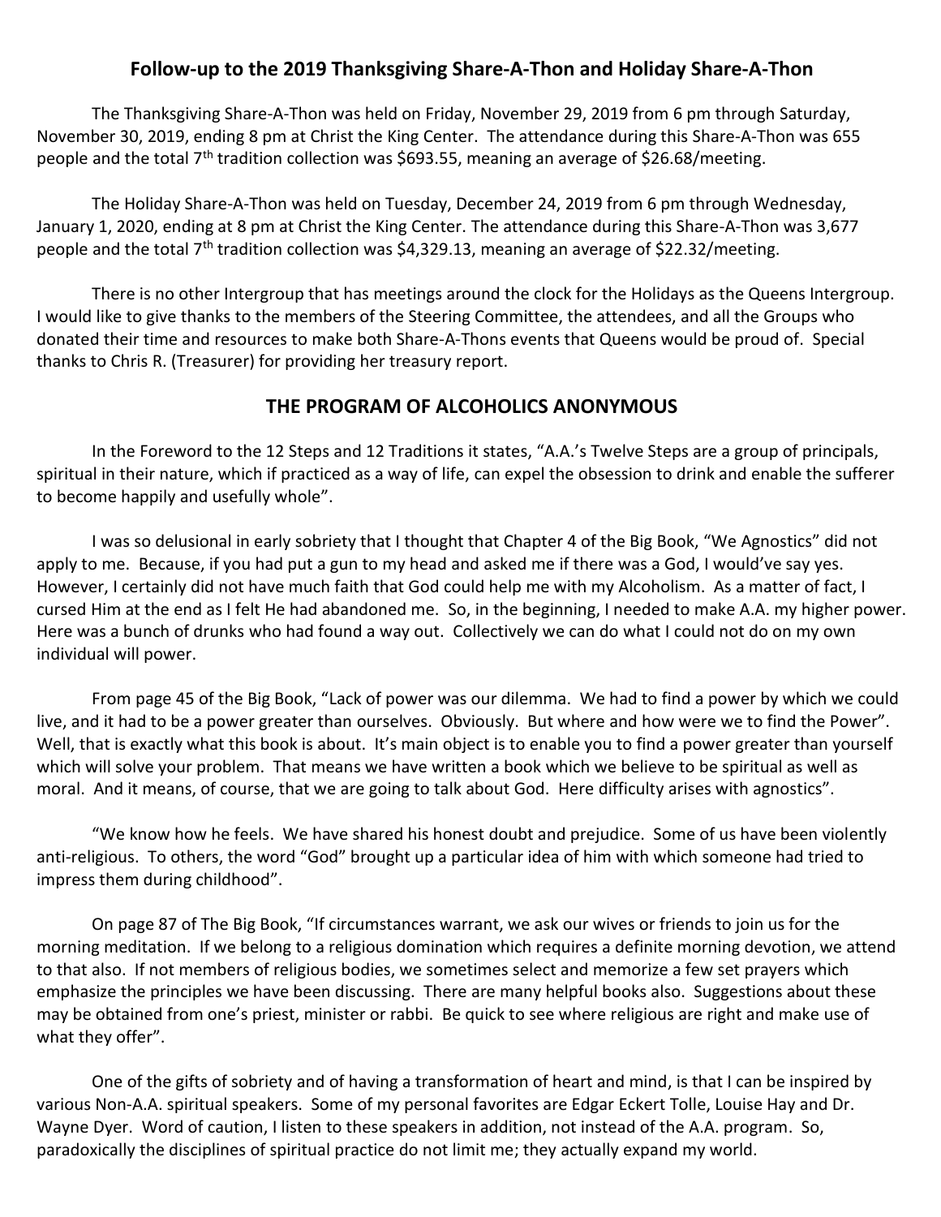## Follow-up to the 2019 Thanksgiving Share-A-Thon and Holiday Share-A-Thon

The Thanksgiving Share-A-Thon was held on Friday, November 29, 2019 from 6 pm through Saturday, November 30, 2019, ending 8 pm at Christ the King Center. The attendance during this Share-A-Thon was 655 people and the total 7th tradition collection was $693.55, meaning an average of $26.68/meeting.

The Holiday Share-A-Thon was held on Tuesday, December 24, 2019 from 6 pm through Wednesday, January 1, 2020, ending at 8 pm at Christ the King Center. The attendance during this Share-A-Thon was 3,677 people and the total 7th tradition collection was $4,329.13, meaning an average of $22.32/meeting.

There is no other Intergroup that has meetings around the clock for the Holidays as the Queens Intergroup. I would like to give thanks to the members of the Steering Committee, the attendees, and all the Groups who donated their time and resources to make both Share-A-Thons events that Queens would be proud of. Special thanks to Chris R. (Treasurer) for providing her treasury report.

## THE PROGRAM OF ALCOHOLICS ANONYMOUS

In the Foreword to the 12 Steps and 12 Traditions it states, "A.A.'s Twelve Steps are a group of principals, spiritual in their nature, which if practiced as a way of life, can expel the obsession to drink and enable the sufferer to become happily and usefully whole".

I was so delusional in early sobriety that I thought that Chapter 4 of the Big Book, "We Agnostics" did not apply to me. Because, if you had put a gun to my head and asked me if there was a God, I would've say yes. However, I certainly did not have much faith that God could help me with my Alcoholism. As a matter of fact, I cursed Him at the end as I felt He had abandoned me. So, in the beginning, I needed to make A.A. my higher power. Here was a bunch of drunks who had found a way out. Collectively we can do what I could not do on my own individual will power.

From page 45 of the Big Book, "Lack of power was our dilemma. We had to find a power by which we could live, and it had to be a power greater than ourselves. Obviously. But where and how were we to find the Power". Well, that is exactly what this book is about. It's main object is to enable you to find a power greater than yourself which will solve your problem. That means we have written a book which we believe to be spiritual as well as moral. And it means, of course, that we are going to talk about God. Here difficulty arises with agnostics".

"We know how he feels. We have shared his honest doubt and prejudice. Some of us have been violently anti-religious. To others, the word "God" brought up a particular idea of him with which someone had tried to impress them during childhood".

On page 87 of The Big Book, "If circumstances warrant, we ask our wives or friends to join us for the morning meditation. If we belong to a religious domination which requires a definite morning devotion, we attend to that also. If not members of religious bodies, we sometimes select and memorize a few set prayers which emphasize the principles we have been discussing. There are many helpful books also. Suggestions about these may be obtained from one's priest, minister or rabbi. Be quick to see where religious are right and make use of what they offer".

One of the gifts of sobriety and of having a transformation of heart and mind, is that I can be inspired by various Non-A.A. spiritual speakers. Some of my personal favorites are Edgar Eckert Tolle, Louise Hay and Dr. Wayne Dyer. Word of caution, I listen to these speakers in addition, not instead of the A.A. program. So, paradoxically the disciplines of spiritual practice do not limit me; they actually expand my world.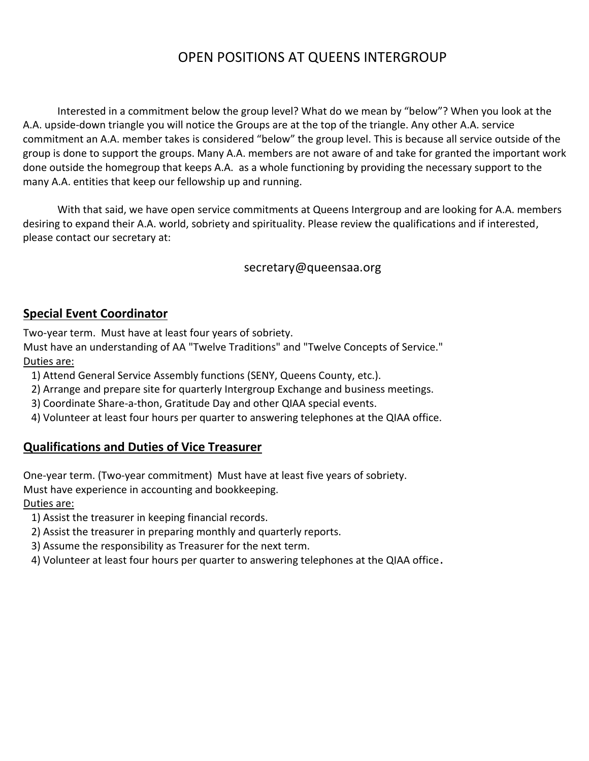# OPEN POSITIONS AT QUEENS INTERGROUP

Interested in a commitment below the group level? What do we mean by "below"? When you look at the A.A. upside-down triangle you will notice the Groups are at the top of the triangle. Any other A.A. service commitment an A.A. member takes is considered "below" the group level. This is because all service outside of the group is done to support the groups. Many A.A. members are not aware of and take for granted the important work done outside the homegroup that keeps A.A. as a whole functioning by providing the necessary support to the many A.A. entities that keep our fellowship up and running.

With that said, we have open service commitments at Queens Intergroup and are looking for A.A. members desiring to expand their A.A. world, sobriety and spirituality. Please review the qualifications and if interested, please contact our secretary at:

secretary@queensaa.org

## Special Event Coordinator

Two-year term. Must have at least four years of sobriety.
Must have an understanding of AA "Twelve Traditions" and "Twelve Concepts of Service."

Duties are:

1) Attend General Service Assembly functions (SENY, Queens County, etc.).
2) Arrange and prepare site for quarterly Intergroup Exchange and business meetings.
3) Coordinate Share-a-thon, Gratitude Day and other QIAA special events.
4) Volunteer at least four hours per quarter to answering telephones at the QIAA office.

## Qualifications and Duties of Vice Treasurer

One-year term. (Two-year commitment) Must have at least five years of sobriety.
Must have experience in accounting and bookkeeping.

Duties are:

1) Assist the treasurer in keeping financial records.
2) Assist the treasurer in preparing monthly and quarterly reports.
3) Assume the responsibility as Treasurer for the next term.
4) Volunteer at least four hours per quarter to answering telephones at the QIAA office.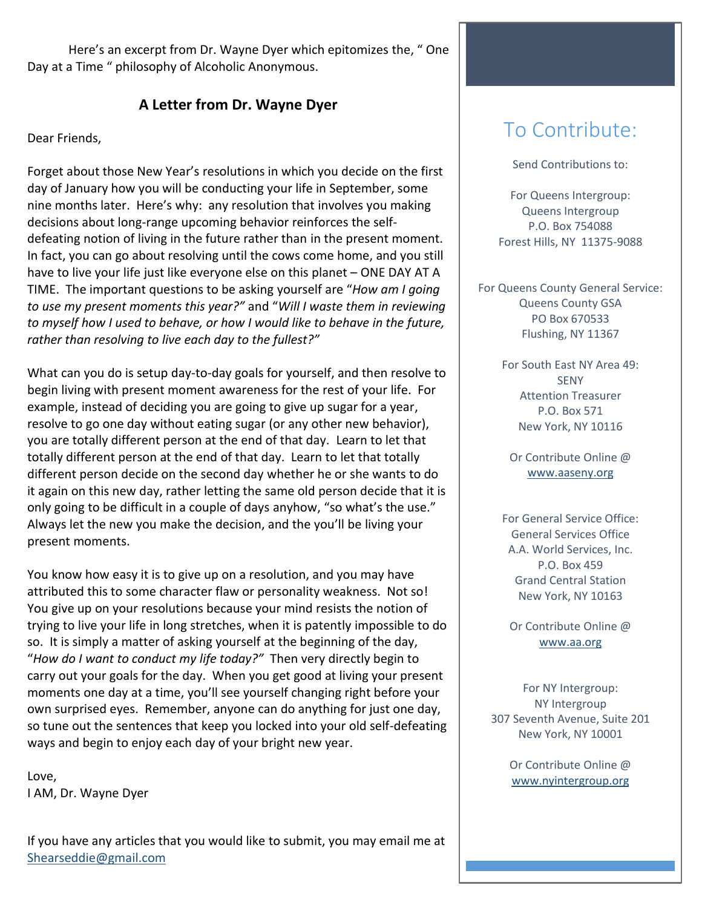Here's an excerpt from Dr. Wayne Dyer which epitomizes the, " One Day at a Time " philosophy of Alcoholic Anonymous.

## A Letter from Dr. Wayne Dyer

Dear Friends,

Forget about those New Year's resolutions in which you decide on the first day of January how you will be conducting your life in September, some nine months later. Here's why: any resolution that involves you making decisions about long-range upcoming behavior reinforces the self-defeating notion of living in the future rather than in the present moment. In fact, you can go about resolving until the cows come home, and you still have to live your life just like everyone else on this planet – ONE DAY AT A TIME. The important questions to be asking yourself are "*How am I going to use my present moments this year?"* and "*Will I waste them in reviewing to myself how I used to behave, or how I would like to behave in the future, rather than resolving to live each day to the fullest?"*

What can you do is setup day-to-day goals for yourself, and then resolve to begin living with present moment awareness for the rest of your life. For example, instead of deciding you are going to give up sugar for a year, resolve to go one day without eating sugar (or any other new behavior), you are totally different person at the end of that day. Learn to let that totally different person at the end of that day. Learn to let that totally different person decide on the second day whether he or she wants to do it again on this new day, rather letting the same old person decide that it is only going to be difficult in a couple of days anyhow, "so what's the use." Always let the new you make the decision, and the you'll be living your present moments.

You know how easy it is to give up on a resolution, and you may have attributed this to some character flaw or personality weakness. Not so! You give up on your resolutions because your mind resists the notion of trying to live your life in long stretches, when it is patently impossible to do so. It is simply a matter of asking yourself at the beginning of the day, "*How do I want to conduct my life today?"* Then very directly begin to carry out your goals for the day. When you get good at living your present moments one day at a time, you'll see yourself changing right before your own surprised eyes. Remember, anyone can do anything for just one day, so tune out the sentences that keep you locked into your old self-defeating ways and begin to enjoy each day of your bright new year.

Love,
I AM, Dr. Wayne Dyer

If you have any articles that you would like to submit, you may email me at Shearseddie@gmail.com

# To Contribute:

Send Contributions to:

For Queens Intergroup:
Queens Intergroup
P.O. Box 754088
Forest Hills, NY 11375-9088

For Queens County General Service:
Queens County GSA
PO Box 670533
Flushing, NY 11367

For South East NY Area 49:
SENY
Attention Treasurer
P.O. Box 571
New York, NY 10116

Or Contribute Online @
www.aaseny.org

For General Service Office:
General Services Office
A.A. World Services, Inc.
P.O. Box 459
Grand Central Station
New York, NY 10163

Or Contribute Online @
www.aa.org

For NY Intergroup:
NY Intergroup
307 Seventh Avenue, Suite 201
New York, NY 10001

Or Contribute Online @
www.nyintergroup.org